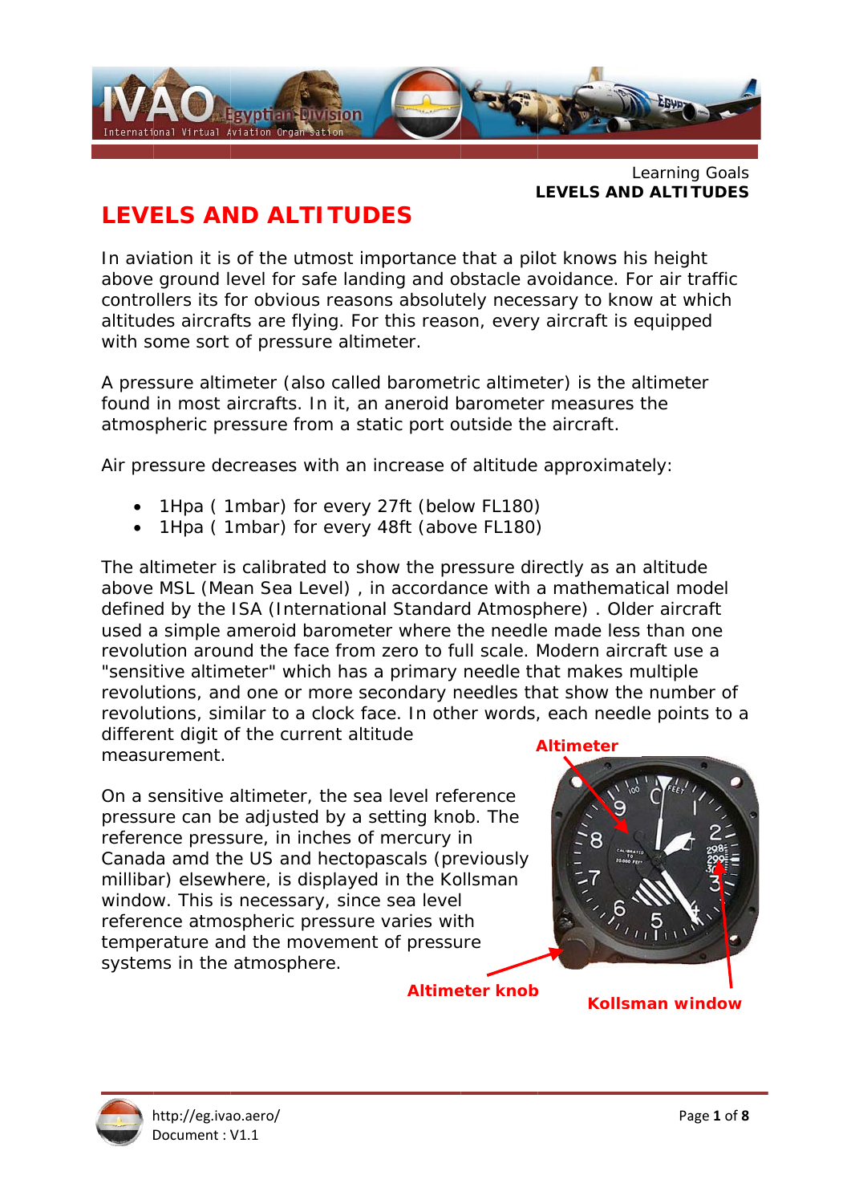# LEVELS AND ALTITUDES

In aviation it is of the utmost importance that a pilot knows his height above ground level for safe landing and obstacle avoidance. For air traffic controllers its for obvious reasons absolutely necessary to know at which altitudes aircrafts are flying. For this reason, every aircraft is equipped with some sort of pressure altimeter.

A pressure altimeter (also called barometric altimeter) is the altimeter found in most aircrafts. In it, an aneroid barometer measures the atmospheric pressure from a static port outside the aircraft.

Air pressure decreases with an increase of altitude approximately:

- 1Hpa ( 1mbar) for every 27ft (below FL180)
- 1Hpa ( 1mbar) for every 48ft (above FL180)

The altimeter is calibrated to show the pressure directly as an altitude above MSL (Mean Sea Level) , in accordance with a mathematical model defined by the ISA (International Standard Atmosphere) . Older aircraft used a simple ameroid barometer where the needle made less than one revolution around the face from zero to full scale. Modern aircraft use a "sensitive altimeter" which has a primary needle that makes multiple revolutions, and one or more secondary needles that show the number of revolutions, similar to a clock face. In other words, each needle points to a different digit of the current altitude measurement.

On a sensitive altimeter, the sea level reference pressure can be adjusted by a setting knob. The reference pressure, in inches of mercury in Canada amd the US and hectopascals (previously millibar) elsewhere, is displayed in the Kollsman window. This is necessary, since sea level reference atmospheric pressure varies with temperature and the movement of pressure systems in the atmosphere.

Altimeter

Altimeter knob

Kollsman window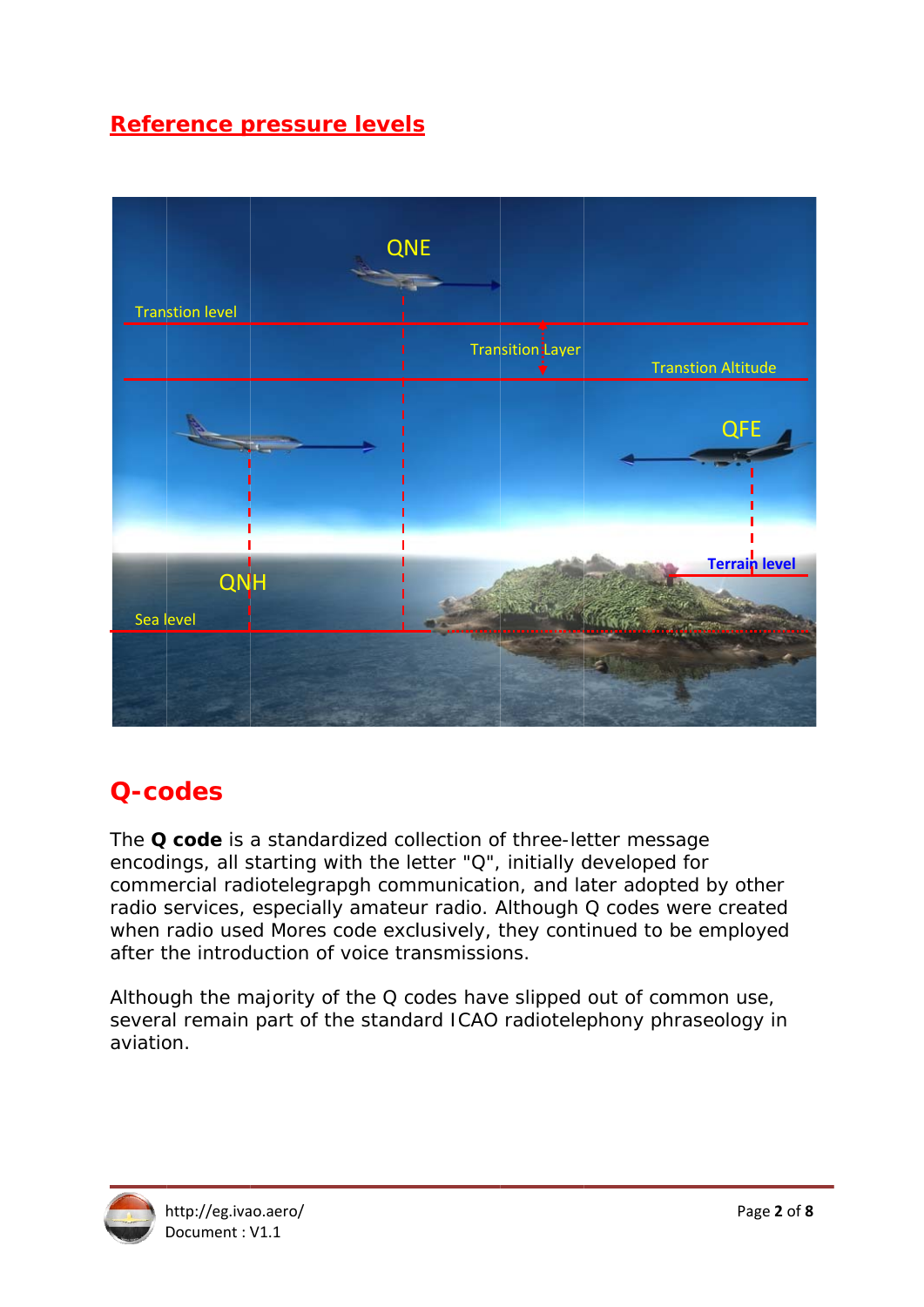## Reference pressure levels

Transtion level

QNE

Transition Layer

Transtion Altitude

QFE

QNH

Terrain level

Sea level

## Q-codes

The **Q code** is a standardized collection of three-letter message encodings, all starting with the letter "Q", initially developed for commercial radiotelegrapgh communication, and later adopted by other radio services, especially amateur radio. Although Q codes were created when radio used Mores code exclusively, they continued to be employed after the introduction of voice transmissions.

Although the majority of the Q codes have slipped out of common use, several remain part of the standard ICAO radiotelephony phraseology in aviation.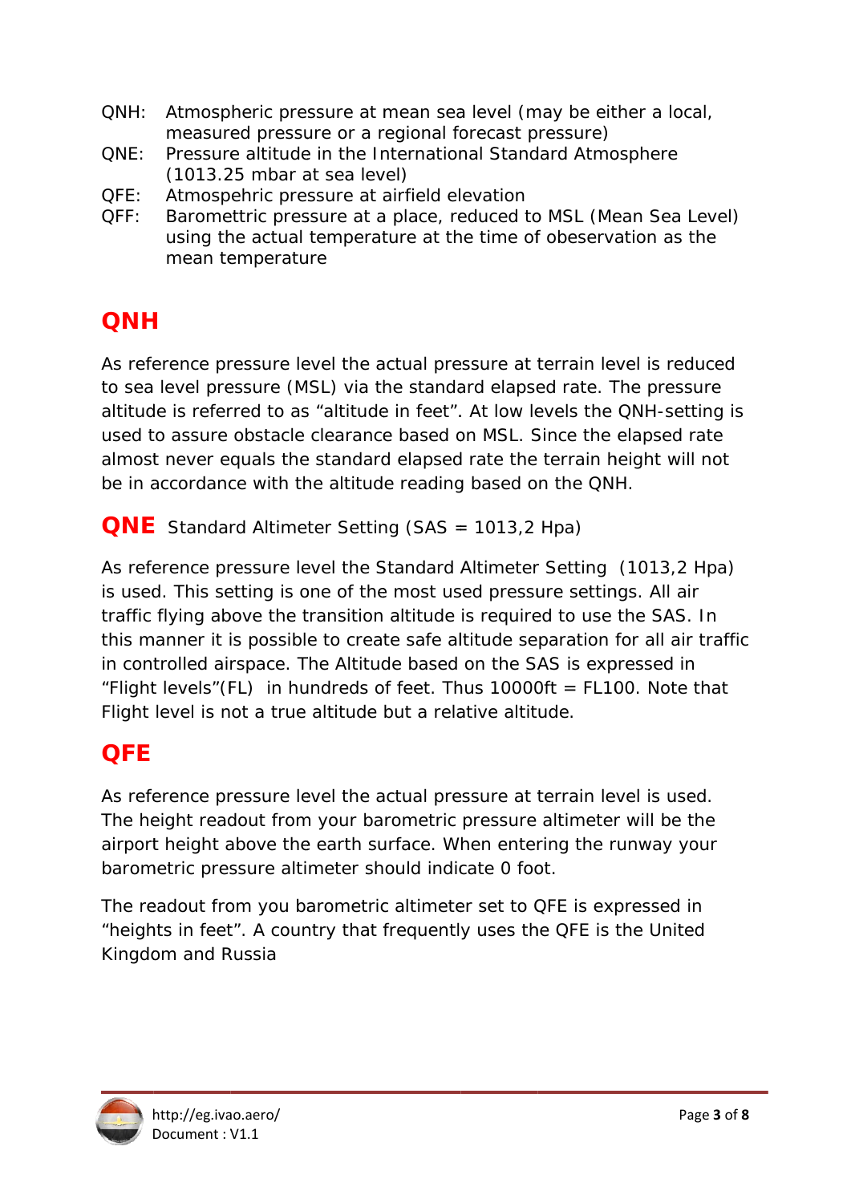QNH: Atmospheric pressure at mean sea level (may be either a local, measured pressure or a regional forecast pressure)
QNE: Pressure altitude in the International Standard Atmosphere (1013.25 mbar at sea level)
QFE: Atmospehric pressure at airfield elevation
QFF: Barometric pressure at a place, reduced to MSL (Mean Sea Level) using the actual temperature at the time of obeservation as the mean temperature

## QNH

As reference pressure level the actual pressure at terrain level is reduced to sea level pressure (MSL) via the standard elapsed rate. The pressure altitude is referred to as "altitude in feet". At low levels the QNH-setting is used to assure obstacle clearance based on MSL. Since the elapsed rate almost never equals the standard elapsed rate the terrain height will not be in accordance with the altitude reading based on the QNH.

## QNE Standard Altimeter Setting (SAS = 1013,2 Hpa)

As reference pressure level the Standard Altimeter Setting (1013,2 Hpa) is used. This setting is one of the most used pressure settings. All air traffic flying above the transition altitude is required to use the SAS. In this manner it is possible to create safe altitude separation for all air traffic in controlled airspace. The Altitude based on the SAS is expressed in "Flight levels"(FL) in hundreds of feet. Thus 10000ft = FL100. Note that Flight level is not a true altitude but a relative altitude.

## QFE

As reference pressure level the actual pressure at terrain level is used. The height readout from your barometric pressure altimeter will be the airport height above the earth surface. When entering the runway your barometric pressure altimeter should indicate 0 foot.

The readout from you barometric altimeter set to QFE is expressed in "heights in feet". A country that frequently uses the QFE is the United Kingdom and Russia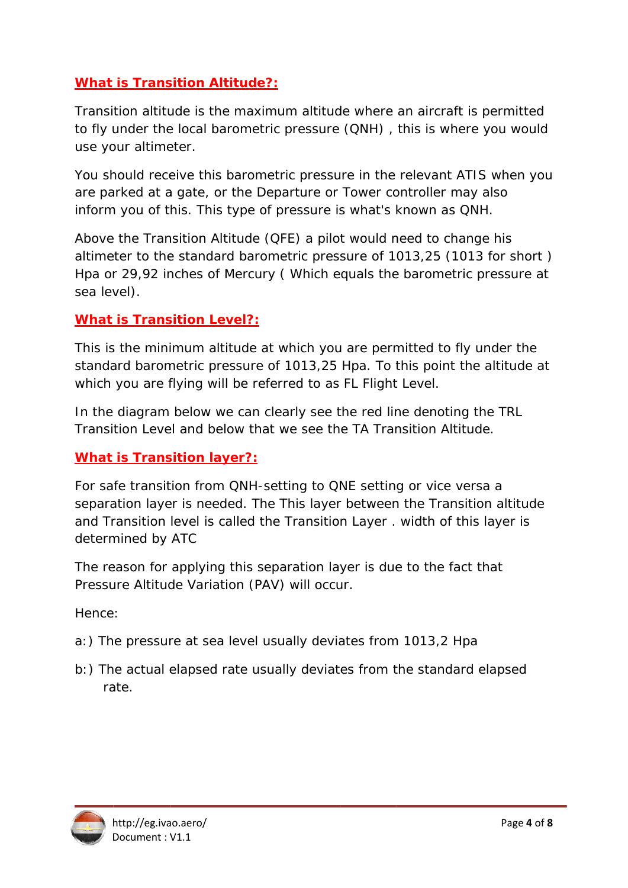## What is Transition Altitude?:

Transition altitude is the maximum altitude where an aircraft is permitted to fly under the local barometric pressure (QNH) , this is where you would use your altimeter.

You should receive this barometric pressure in the relevant ATIS when you are parked at a gate, or the Departure or Tower controller may also inform you of this. This type of pressure is what's known as QNH.

Above the Transition Altitude (QFE) a pilot would need to change his altimeter to the standard barometric pressure of 1013,25 (1013 for short ) Hpa or 29,92 inches of Mercury ( Which equals the barometric pressure at sea level).

## What is Transition Level?:

This is the minimum altitude at which you are permitted to fly under the standard barometric pressure of 1013,25 Hpa. To this point the altitude at which you are flying will be referred to as FL Flight Level.

In the diagram below we can clearly see the red line denoting the TRL Transition Level and below that we see the TA Transition Altitude.

## What is Transition layer?:

For safe transition from QNH-setting to QNE setting or vice versa a separation layer is needed. The This layer between the Transition altitude and Transition level is called the Transition Layer . width of this layer is determined by ATC

The reason for applying this separation layer is due to the fact that Pressure Altitude Variation (PAV) will occur.

Hence:

a:) The pressure at sea level usually deviates from 1013,2 Hpa

b:) The actual elapsed rate usually deviates from the standard elapsed rate.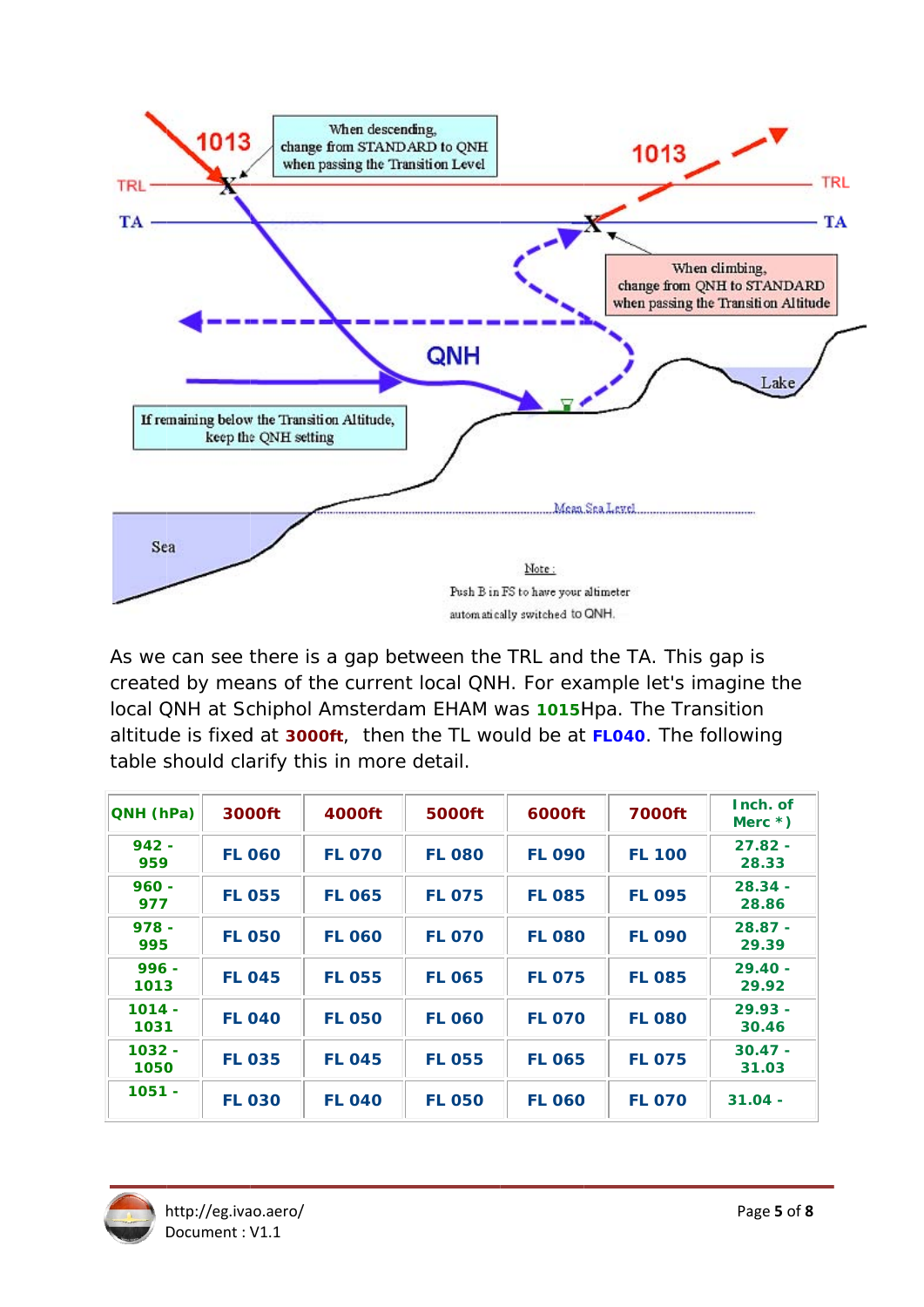1013

When descending, change from STANDARD to QNH when passing the Transition Level

1013

TRL

TA

When climbing, change from QNH to STANDARD when passing the Transition Altitude

QNH

Lake

If remaining below the Transition Altitude, keep the QNH setting

Mean Sea Level

Sea

Note:
Push B in FS to have your altimeter automatically switched to QNH.

As we can see there is a gap between the TRL and the TA. This gap is created by means of the current local QNH. For example let's imagine the local QNH at Schiphol Amsterdam EHAM was **1015**Hpa. The Transition altitude is fixed at **3000ft**, then the TL would be at **FL040**. The following table should clarify this in more detail.

| QNH (hPa) | 3000ft | 4000ft | 5000ft | 6000ft | 7000ft | Inch. of Merc *) |
|---|---|---|---|---|---|---|
| 942 - 959 | FL 060 | FL 070 | FL 080 | FL 090 | FL 100 | 27.82 - 28.33 |
| 960 - 977 | FL 055 | FL 065 | FL 075 | FL 085 | FL 095 | 28.34 - 28.86 |
| 978 - 995 | FL 050 | FL 060 | FL 070 | FL 080 | FL 090 | 28.87 - 29.39 |
| 996 - 1013 | FL 045 | FL 055 | FL 065 | FL 075 | FL 085 | 29.40 - 29.92 |
| 1014 - 1031 | FL 040 | FL 050 | FL 060 | FL 070 | FL 080 | 29.93 - 30.46 |
| 1032 - 1050 | FL 035 | FL 045 | FL 055 | FL 065 | FL 075 | 30.47 - 31.03 |
| 1051 - | FL 030 | FL 040 | FL 050 | FL 060 | FL 070 | 31.04 - |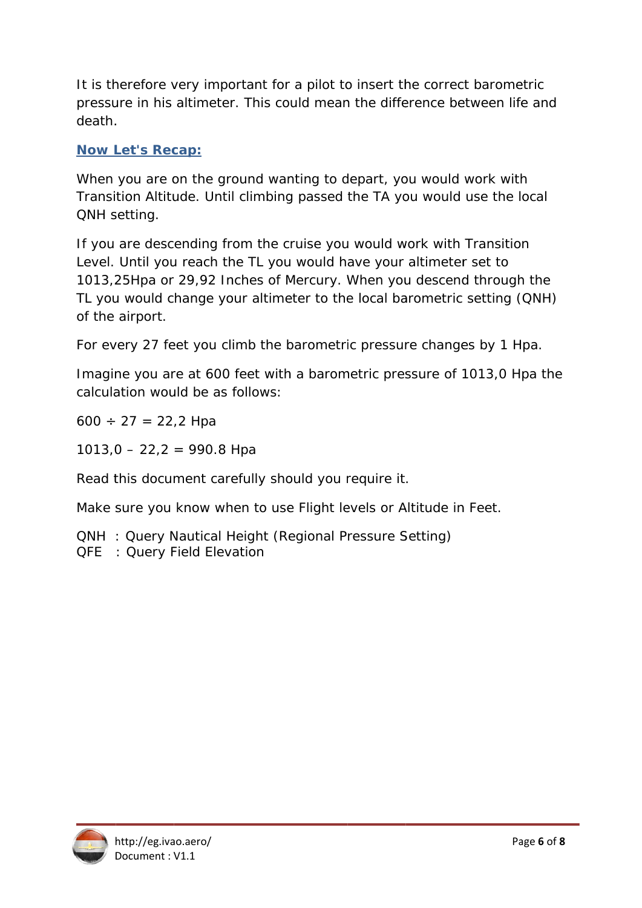It is therefore very important for a pilot to insert the correct barometric pressure in his altimeter. This could mean the difference between life and death.

## Now Let's Recap:

When you are on the ground wanting to depart, you would work with Transition Altitude. Until climbing passed the TA you would use the local QNH setting.

If you are descending from the cruise you would work with Transition Level. Until you reach the TL you would have your altimeter set to 1013,25Hpa or 29,92 Inches of Mercury. When you descend through the TL you would change your altimeter to the local barometric setting (QNH) of the airport.

For every 27 feet you climb the barometric pressure changes by 1 Hpa.

Imagine you are at 600 feet with a barometric pressure of 1013,0 Hpa the calculation would be as follows:

600 ÷ 27 = 22,2 Hpa

1013,0 – 22,2 = 990.8 Hpa

Read this document carefully should you require it.

Make sure you know when to use Flight levels or Altitude in Feet.

QNH : Query Nautical Height (Regional Pressure Setting)
QFE : Query Field Elevation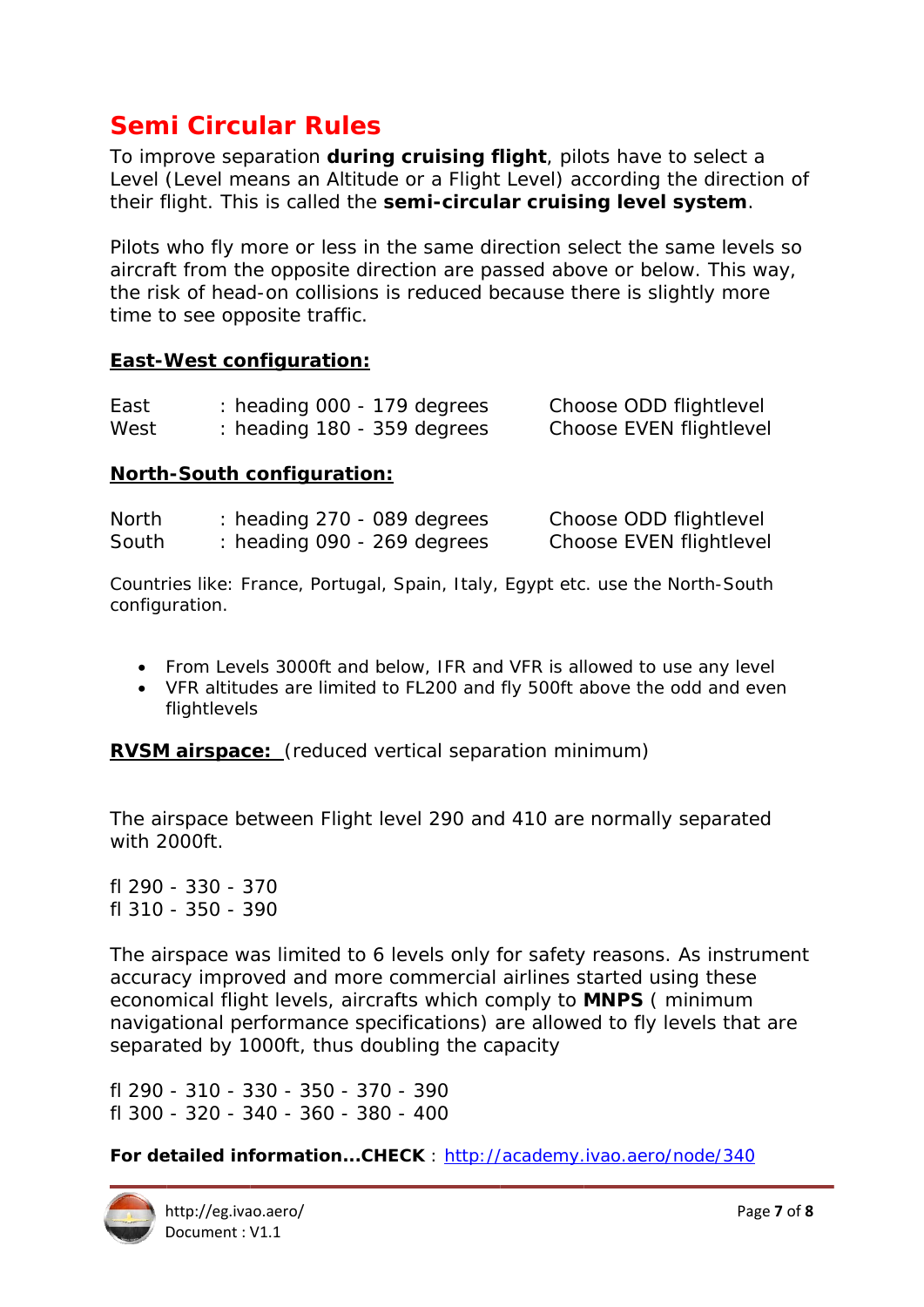# Semi Circular Rules

To improve separation **during cruising flight**, pilots have to select a Level (Level means an Altitude or a Flight Level) according the direction of their flight. This is called the **semi-circular cruising level system**.

Pilots who fly more or less in the same direction select the same levels so aircraft from the opposite direction are passed above or below. This way, the risk of head-on collisions is reduced because there is slightly more time to see opposite traffic.

**East-West configuration:**

| | | |
|---|---|---|
| East | : heading 000 - 179 degrees | Choose ODD flightlevel |
| West | : heading 180 - 359 degrees | Choose EVEN flightlevel |

**North-South configuration:**

| | | |
|---|---|---|
| North | : heading 270 - 089 degrees | Choose ODD flightlevel |
| South | : heading 090 - 269 degrees | Choose EVEN flightlevel |

Countries like: France, Portugal, Spain, Italy, Egypt etc. use the North-South configuration.

- From Levels 3000ft and below, IFR and VFR is allowed to use any level
- VFR altitudes are limited to FL200 and fly 500ft above the odd and even flightlevels

**RVSM airspace:** (reduced vertical separation minimum)

The airspace between Flight level 290 and 410 are normally separated with 2000ft.

fl 290 - 330 - 370
fl 310 - 350 - 390

The airspace was limited to 6 levels only for safety reasons. As instrument accuracy improved and more commercial airlines started using these economical flight levels, aircrafts which comply to **MNPS** ( minimum navigational performance specifications) are allowed to fly levels that are separated by 1000ft, thus doubling the capacity

fl 290 - 310 - 330 - 350 - 370 - 390
fl 300 - 320 - 340 - 360 - 380 - 400

**For detailed information...CHECK** : [http://academy.ivao.aero/node/340](http://academy.ivao.aero/node/340)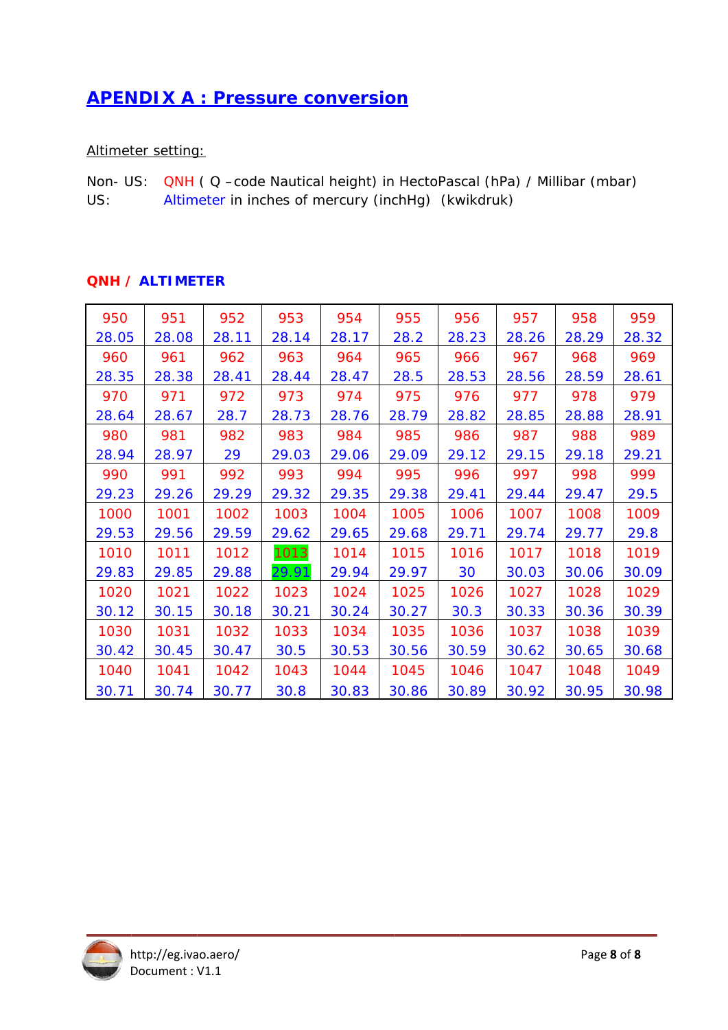# APENDIX A : Pressure conversion

Altimeter setting:

Non- US: QNH ( Q –code Nautical height) in HectoPascal (hPa) / Millibar (mbar)
US: Altimeter in inches of mercury (inchHg) (kwikdruk)

**QNH / ALTIMETER**

| | | | | | | | | | |
|---|---|---|---|---|---|---|---|---|---|
| 950<br>28.05 | 951<br>28.08 | 952<br>28.11 | 953<br>28.14 | 954<br>28.17 | 955<br>28.2 | 956<br>28.23 | 957<br>28.26 | 958<br>28.29 | 959<br>28.32 |
| 960<br>28.35 | 961<br>28.38 | 962<br>28.41 | 963<br>28.44 | 964<br>28.47 | 965<br>28.5 | 966<br>28.53 | 967<br>28.56 | 968<br>28.59 | 969<br>28.61 |
| 970<br>28.64 | 971<br>28.67 | 972<br>28.7 | 973<br>28.73 | 974<br>28.76 | 975<br>28.79 | 976<br>28.82 | 977<br>28.85 | 978<br>28.88 | 979<br>28.91 |
| 980<br>28.94 | 981<br>28.97 | 982<br>29 | 983<br>29.03 | 984<br>29.06 | 985<br>29.09 | 986<br>29.12 | 987<br>29.15 | 988<br>29.18 | 989<br>29.21 |
| 990<br>29.23 | 991<br>29.26 | 992<br>29.29 | 993<br>29.32 | 994<br>29.35 | 995<br>29.38 | 996<br>29.41 | 997<br>29.44 | 998<br>29.47 | 999<br>29.5 |
| 1000<br>29.53 | 1001<br>29.56 | 1002<br>29.59 | 1003<br>29.62 | 1004<br>29.65 | 1005<br>29.68 | 1006<br>29.71 | 1007<br>29.74 | 1008<br>29.77 | 1009<br>29.8 |
| 1010<br>29.83 | 1011<br>29.85 | 1012<br>29.88 | 1013<br>29.91 | 1014<br>29.94 | 1015<br>29.97 | 1016<br>30 | 1017<br>30.03 | 1018<br>30.06 | 1019<br>30.09 |
| 1020<br>30.12 | 1021<br>30.15 | 1022<br>30.18 | 1023<br>30.21 | 1024<br>30.24 | 1025<br>30.27 | 1026<br>30.3 | 1027<br>30.33 | 1028<br>30.36 | 1029<br>30.39 |
| 1030<br>30.42 | 1031<br>30.45 | 1032<br>30.47 | 1033<br>30.5 | 1034<br>30.53 | 1035<br>30.56 | 1036<br>30.59 | 1037<br>30.62 | 1038<br>30.65 | 1039<br>30.68 |
| 1040<br>30.71 | 1041<br>30.74 | 1042<br>30.77 | 1043<br>30.8 | 1044<br>30.83 | 1045<br>30.86 | 1046<br>30.89 | 1047<br>30.92 | 1048<br>30.95 | 1049<br>30.98 |

http://eg.ivao.aero/
Document : V1.1